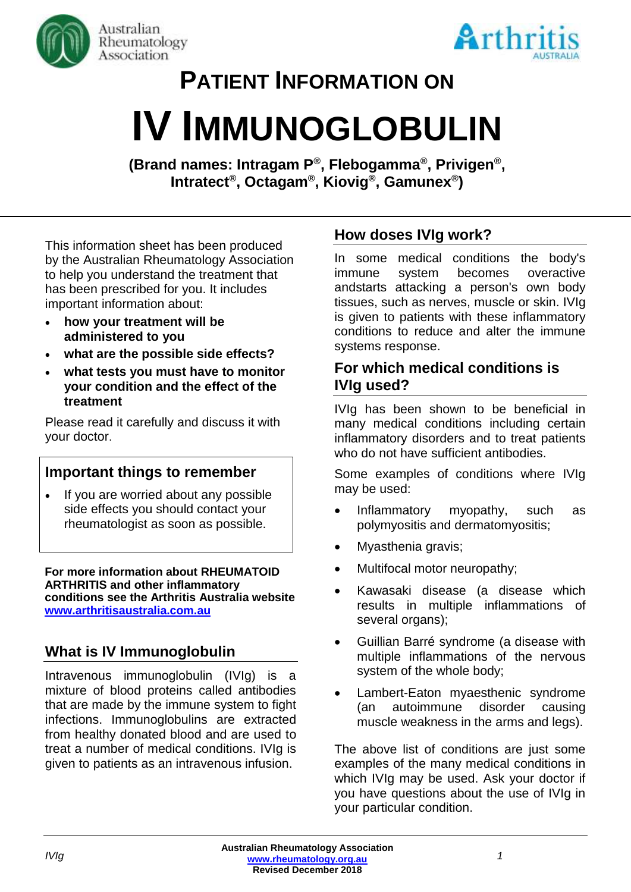# PATIENT INFORMATION ON

# IV IMMUNOGLOBULIN

**(Brand names: Intragam P®, Flebogamma®, Privigen®, Intratect®, Octagam®, Kiovig®, Gamunex®)**

This information sheet has been produced by the Australian Rheumatology Association to help you understand the treatment that has been prescribed for you. It includes important information about:

- **how your treatment will be administered to you**
- **what are the possible side effects?**
- **what tests you must have to monitor your condition and the effect of the treatment**

Please read it carefully and discuss it with your doctor.

## Important things to remember

- If you are worried about any possible side effects you should contact your rheumatologist as soon as possible.

**For more information about RHEUMATOID ARTHRITIS and other inflammatory conditions see the Arthritis Australia website [www.arthritisaustralia.com.au](http://www.arthritisaustralia.com.au)**

## What is IV Immunoglobulin

Intravenous immunoglobulin (IVIg) is a mixture of blood proteins called antibodies that are made by the immune system to fight infections. Immunoglobulins are extracted from healthy donated blood and are used to treat a number of medical conditions. IVIg is given to patients as an intravenous infusion.

## How doses IVIg work?

In some medical conditions the body's immune system becomes overactive andstarts attacking a person's own body tissues, such as nerves, muscle or skin. IVIg is given to patients with these inflammatory conditions to reduce and alter the immune systems response.

## For which medical conditions is IVIg used?

IVIg has been shown to be beneficial in many medical conditions including certain inflammatory disorders and to treat patients who do not have sufficient antibodies.

Some examples of conditions where IVIg may be used:

- Inflammatory myopathy, such as polymyositis and dermatomyositis;
- Myasthenia gravis;
- Multifocal motor neuropathy;
- Kawasaki disease (a disease which results in multiple inflammations of several organs);
- Guillian Barré syndrome (a disease with multiple inflammations of the nervous system of the whole body;
- Lambert-Eaton myaesthenic syndrome (an autoimmune disorder causing muscle weakness in the arms and legs).

The above list of conditions are just some examples of the many medical conditions in which IVIg may be used. Ask your doctor if you have questions about the use of IVIg in your particular condition.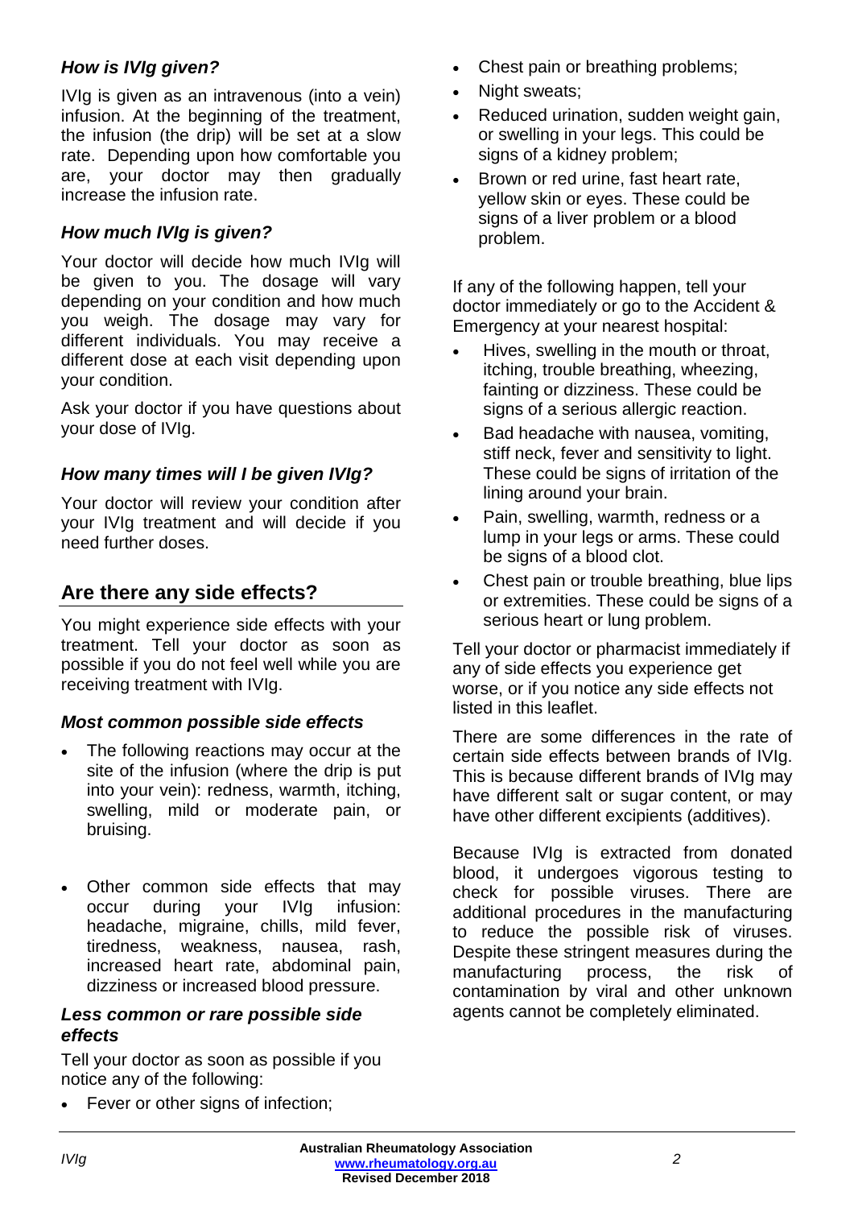### *How is IVIg given?*

IVIg is given as an intravenous (into a vein) infusion. At the beginning of the treatment, the infusion (the drip) will be set at a slow rate. Depending upon how comfortable you are, your doctor may then gradually increase the infusion rate.

### *How much IVIg is given?*

Your doctor will decide how much IVIg will be given to you. The dosage will vary depending on your condition and how much you weigh. The dosage may vary for different individuals. You may receive a different dose at each visit depending upon your condition.

Ask your doctor if you have questions about your dose of IVIg.

### *How many times will I be given IVIg?*

Your doctor will review your condition after your IVIg treatment and will decide if you need further doses.

## Are there any side effects?

You might experience side effects with your treatment. Tell your doctor as soon as possible if you do not feel well while you are receiving treatment with IVIg.

### *Most common possible side effects*

- The following reactions may occur at the site of the infusion (where the drip is put into your vein): redness, warmth, itching, swelling, mild or moderate pain, or bruising.
- Other common side effects that may occur during your IVIg infusion: headache, migraine, chills, mild fever, tiredness, weakness, nausea, rash, increased heart rate, abdominal pain, dizziness or increased blood pressure.

### *Less common or rare possible side effects*

Tell your doctor as soon as possible if you notice any of the following:

- Fever or other signs of infection;
- Chest pain or breathing problems;
- Night sweats;
- Reduced urination, sudden weight gain, or swelling in your legs. This could be signs of a kidney problem;
- Brown or red urine, fast heart rate, yellow skin or eyes. These could be signs of a liver problem or a blood problem.

If any of the following happen, tell your doctor immediately or go to the Accident & Emergency at your nearest hospital:

- Hives, swelling in the mouth or throat, itching, trouble breathing, wheezing, fainting or dizziness. These could be signs of a serious allergic reaction.
- Bad headache with nausea, vomiting, stiff neck, fever and sensitivity to light. These could be signs of irritation of the lining around your brain.
- Pain, swelling, warmth, redness or a lump in your legs or arms. These could be signs of a blood clot.
- Chest pain or trouble breathing, blue lips or extremities. These could be signs of a serious heart or lung problem.

Tell your doctor or pharmacist immediately if any of side effects you experience get worse, or if you notice any side effects not listed in this leaflet.

There are some differences in the rate of certain side effects between brands of IVIg. This is because different brands of IVIg may have different salt or sugar content, or may have other different excipients (additives).

Because IVIg is extracted from donated blood, it undergoes vigorous testing to check for possible viruses. There are additional procedures in the manufacturing to reduce the possible risk of viruses. Despite these stringent measures during the manufacturing process, the risk of contamination by viral and other unknown agents cannot be completely eliminated.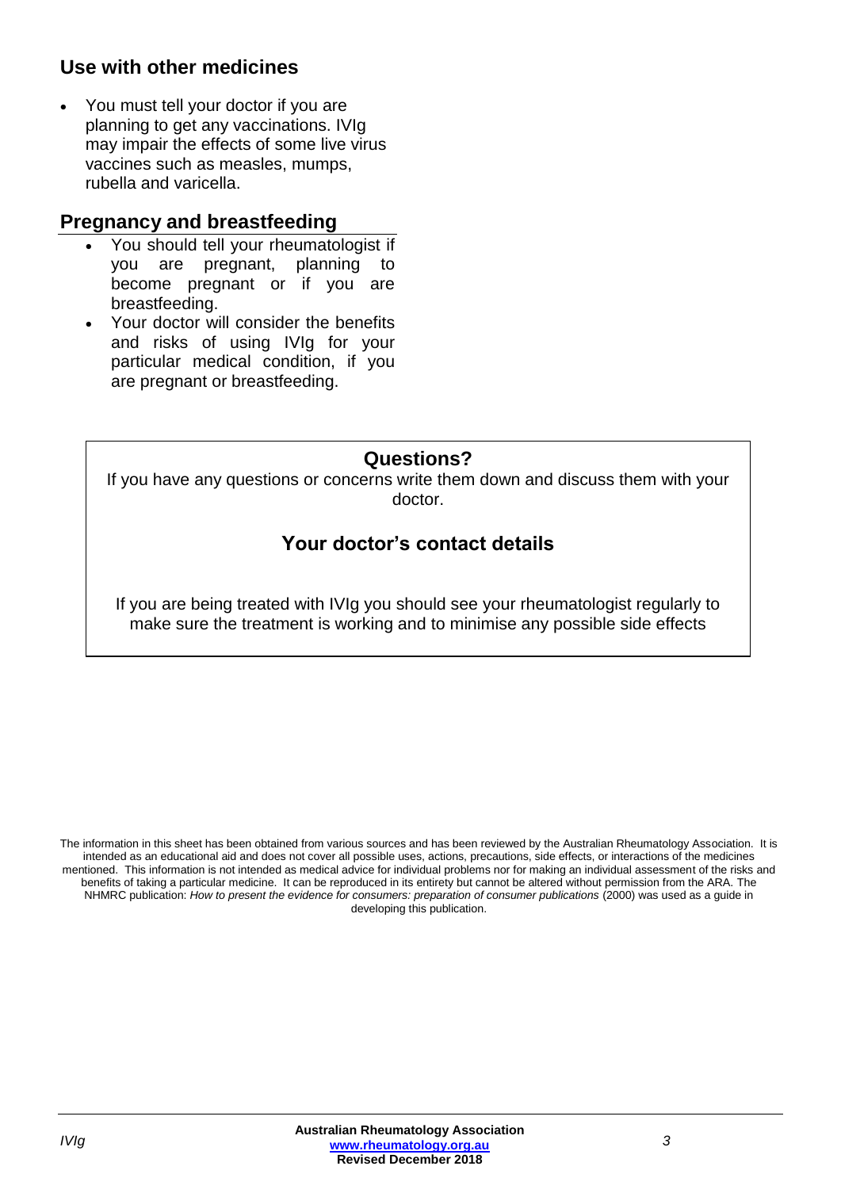## Use with other medicines

- You must tell your doctor if you are planning to get any vaccinations. IVIg may impair the effects of some live virus vaccines such as measles, mumps, rubella and varicella.

## Pregnancy and breastfeeding

- You should tell your rheumatologist if you are pregnant, planning to become pregnant or if you are breastfeeding.
- Your doctor will consider the benefits and risks of using IVIg for your particular medical condition, if you are pregnant or breastfeeding.

### Questions?

If you have any questions or concerns write them down and discuss them with your doctor.

### Your doctor's contact details

If you are being treated with IVIg you should see your rheumatologist regularly to make sure the treatment is working and to minimise any possible side effects

The information in this sheet has been obtained from various sources and has been reviewed by the Australian Rheumatology Association. It is intended as an educational aid and does not cover all possible uses, actions, precautions, side effects, or interactions of the medicines mentioned. This information is not intended as medical advice for individual problems nor for making an individual assessment of the risks and benefits of taking a particular medicine. It can be reproduced in its entirety but cannot be altered without permission from the ARA. The NHMRC publication: *How to present the evidence for consumers: preparation of consumer publications* (2000) was used as a guide in developing this publication.